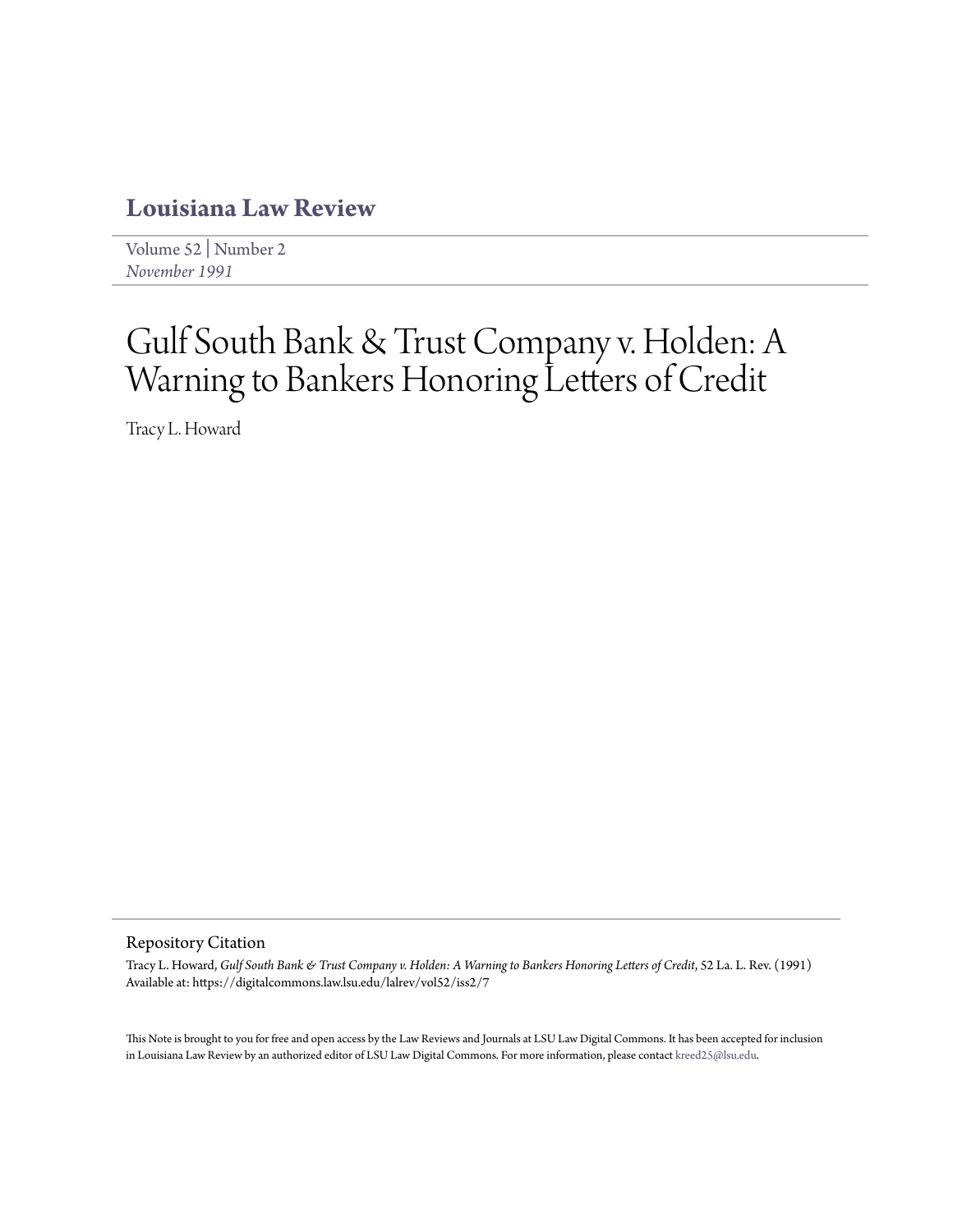# Louisiana Law Review

Volume 52 | Number 2
*November 1991*

# Gulf South Bank & Trust Company v. Holden: A Warning to Bankers Honoring Letters of Credit

Tracy L. Howard

## Repository Citation

Tracy L. Howard, *Gulf South Bank & Trust Company v. Holden: A Warning to Bankers Honoring Letters of Credit*, 52 La. L. Rev. (1991)
Available at: https://digitalcommons.law.lsu.edu/lalrev/vol52/iss2/7

This Note is brought to you for free and open access by the Law Reviews and Journals at LSU Law Digital Commons. It has been accepted for inclusion in Louisiana Law Review by an authorized editor of LSU Law Digital Commons. For more information, please contact kreed25@lsu.edu.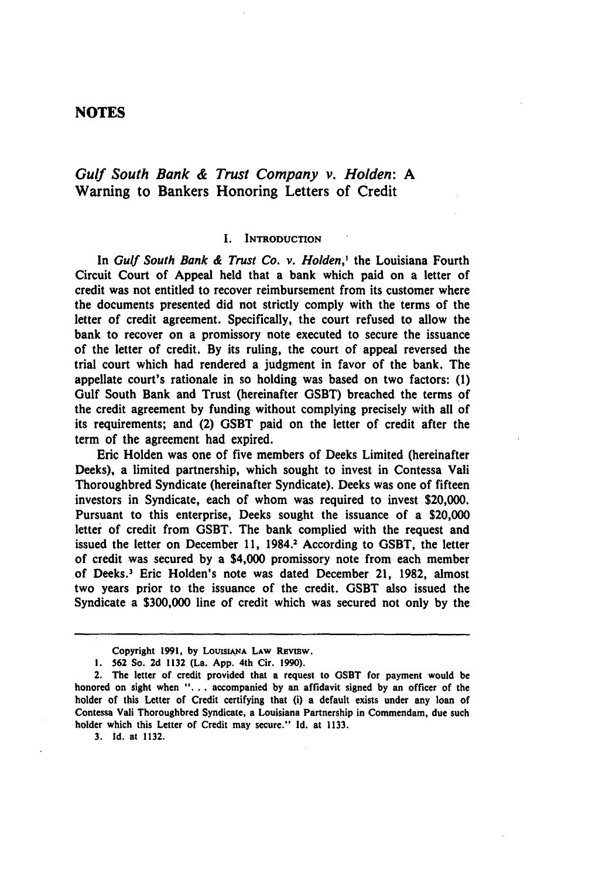## NOTES

### *Gulf South Bank & Trust Company v. Holden*: A Warning to Bankers Honoring Letters of Credit

#### I. Introduction

In *Gulf South Bank & Trust Co. v. Holden*,[1] the Louisiana Fourth Circuit Court of Appeal held that a bank which paid on a letter of credit was not entitled to recover reimbursement from its customer where the documents presented did not strictly comply with the terms of the letter of credit agreement. Specifically, the court refused to allow the bank to recover on a promissory note executed to secure the issuance of the letter of credit. By its ruling, the court of appeal reversed the trial court which had rendered a judgment in favor of the bank. The appellate court's rationale in so holding was based on two factors: (1) Gulf South Bank and Trust (hereinafter GSBT) breached the terms of the credit agreement by funding without complying precisely with all of its requirements; and (2) GSBT paid on the letter of credit after the term of the agreement had expired.

Eric Holden was one of five members of Deeks Limited (hereinafter Deeks), a limited partnership, which sought to invest in Contessa Vali Thoroughbred Syndicate (hereinafter Syndicate). Deeks was one of fifteen investors in Syndicate, each of whom was required to invest $20,000. Pursuant to this enterprise, Deeks sought the issuance of a $20,000 letter of credit from GSBT. The bank complied with the request and issued the letter on December 11, 1984.[2] According to GSBT, the letter of credit was secured by a $4,000 promissory note from each member of Deeks.[3] Eric Holden's note was dated December 21, 1982, almost two years prior to the issuance of the credit. GSBT also issued the Syndicate a $300,000 line of credit which was secured not only by the

---

Copyright 1991, by Louisiana Law Review.

1. 562 So. 2d 1132 (La. App. 4th Cir. 1990).

2. The letter of credit provided that a request to GSBT for payment would be honored on sight when ". . . accompanied by an affidavit signed by an officer of the holder of this Letter of Credit certifying that (i) a default exists under any loan of Contessa Vali Thoroughbred Syndicate, a Louisiana Partnership in Commendam, due such holder which this Letter of Credit may secure." Id. at 1133.

3. Id. at 1132.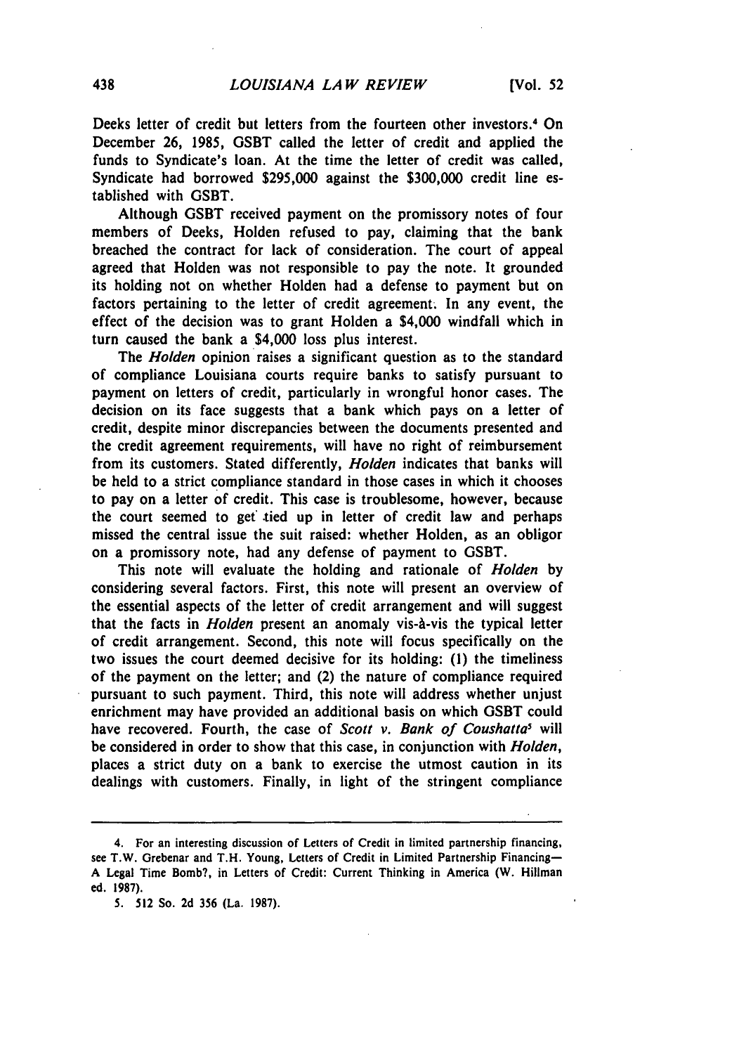Deeks letter of credit but letters from the fourteen other investors.[4] On December 26, 1985, GSBT called the letter of credit and applied the funds to Syndicate's loan. At the time the letter of credit was called, Syndicate had borrowed $295,000 against the $300,000 credit line established with GSBT.

Although GSBT received payment on the promissory notes of four members of Deeks, Holden refused to pay, claiming that the bank breached the contract for lack of consideration. The court of appeal agreed that Holden was not responsible to pay the note. It grounded its holding not on whether Holden had a defense to payment but on factors pertaining to the letter of credit agreement. In any event, the effect of the decision was to grant Holden a $4,000 windfall which in turn caused the bank a $4,000 loss plus interest.

The *Holden* opinion raises a significant question as to the standard of compliance Louisiana courts require banks to satisfy pursuant to payment on letters of credit, particularly in wrongful honor cases. The decision on its face suggests that a bank which pays on a letter of credit, despite minor discrepancies between the documents presented and the credit agreement requirements, will have no right of reimbursement from its customers. Stated differently, *Holden* indicates that banks will be held to a strict compliance standard in those cases in which it chooses to pay on a letter of credit. This case is troublesome, however, because the court seemed to get tied up in letter of credit law and perhaps missed the central issue the suit raised: whether Holden, as an obligor on a promissory note, had any defense of payment to GSBT.

This note will evaluate the holding and rationale of *Holden* by considering several factors. First, this note will present an overview of the essential aspects of the letter of credit arrangement and will suggest that the facts in *Holden* present an anomaly vis-à-vis the typical letter of credit arrangement. Second, this note will focus specifically on the two issues the court deemed decisive for its holding: (1) the timeliness of the payment on the letter; and (2) the nature of compliance required pursuant to such payment. Third, this note will address whether unjust enrichment may have provided an additional basis on which GSBT could have recovered. Fourth, the case of *Scott v. Bank of Coushatta*[5] will be considered in order to show that this case, in conjunction with *Holden*, places a strict duty on a bank to exercise the utmost caution in its dealings with customers. Finally, in light of the stringent compliance

---

4. For an interesting discussion of Letters of Credit in limited partnership financing, see T.W. Grebenar and T.H. Young, Letters of Credit in Limited Partnership Financing—A Legal Time Bomb?, in Letters of Credit: Current Thinking in America (W. Hillman ed. 1987).

5. 512 So. 2d 356 (La. 1987).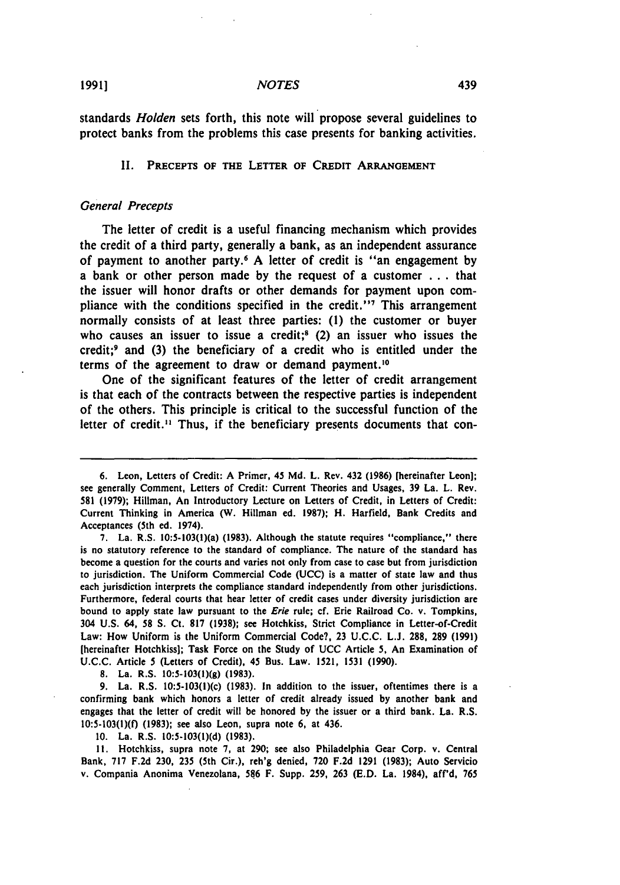standards *Holden* sets forth, this note will propose several guidelines to protect banks from the problems this case presents for banking activities.

## II. Precepts of the Letter of Credit Arrangement

### *General Precepts*

The letter of credit is a useful financing mechanism which provides the credit of a third party, generally a bank, as an independent assurance of payment to another party.[6] A letter of credit is "an engagement by a bank or other person made by the request of a customer . . . that the issuer will honor drafts or other demands for payment upon compliance with the conditions specified in the credit."[7] This arrangement normally consists of at least three parties: (1) the customer or buyer who causes an issuer to issue a credit;[8] (2) an issuer who issues the credit;[9] and (3) the beneficiary of a credit who is entitled under the terms of the agreement to draw or demand payment.[10]

One of the significant features of the letter of credit arrangement is that each of the contracts between the respective parties is independent of the others. This principle is critical to the successful function of the letter of credit.[11] Thus, if the beneficiary presents documents that con-

---

6. Leon, Letters of Credit: A Primer, 45 Md. L. Rev. 432 (1986) [hereinafter Leon]; see generally Comment, Letters of Credit: Current Theories and Usages, 39 La. L. Rev. 581 (1979); Hillman, An Introductory Lecture on Letters of Credit, in Letters of Credit: Current Thinking in America (W. Hillman ed. 1987); H. Harfield, Bank Credits and Acceptances (5th ed. 1974).

7. La. R.S. 10:5-103(1)(a) (1983). Although the statute requires "compliance," there is no statutory reference to the standard of compliance. The nature of the standard has become a question for the courts and varies not only from case to case but from jurisdiction to jurisdiction. The Uniform Commercial Code (UCC) is a matter of state law and thus each jurisdiction interprets the compliance standard independently from other jurisdictions. Furthermore, federal courts that hear letter of credit cases under diversity jurisdiction are bound to apply state law pursuant to the *Erie* rule; cf. Erie Railroad Co. v. Tompkins, 304 U.S. 64, 58 S. Ct. 817 (1938); see Hotchkiss, Strict Compliance in Letter-of-Credit Law: How Uniform is the Uniform Commercial Code?, 23 U.C.C. L.J. 288, 289 (1991) [hereinafter Hotchkiss]; Task Force on the Study of UCC Article 5, An Examination of U.C.C. Article 5 (Letters of Credit), 45 Bus. Law. 1521, 1531 (1990).

8. La. R.S. 10:5-103(1)(g) (1983).

9. La. R.S. 10:5-103(1)(c) (1983). In addition to the issuer, oftentimes there is a confirming bank which honors a letter of credit already issued by another bank and engages that the letter of credit will be honored by the issuer or a third bank. La. R.S. 10:5-103(1)(f) (1983); see also Leon, supra note 6, at 436.

10. La. R.S. 10:5-103(1)(d) (1983).

11. Hotchkiss, supra note 7, at 290; see also Philadelphia Gear Corp. v. Central Bank, 717 F.2d 230, 235 (5th Cir.), reh'g denied, 720 F.2d 1291 (1983); Auto Servicio v. Compania Anonima Venezolana, 586 F. Supp. 259, 263 (E.D. La. 1984), aff'd, 765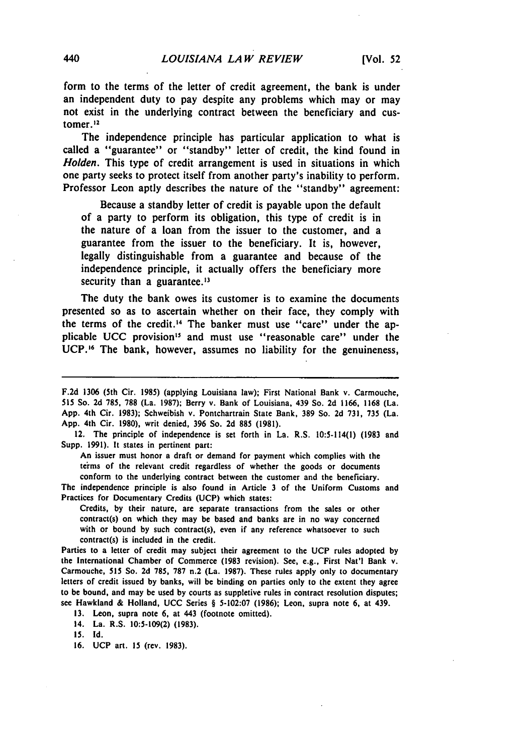form to the terms of the letter of credit agreement, the bank is under an independent duty to pay despite any problems which may or may not exist in the underlying contract between the beneficiary and customer.[12]

The independence principle has particular application to what is called a "guarantee" or "standby" letter of credit, the kind found in *Holden*. This type of credit arrangement is used in situations in which one party seeks to protect itself from another party's inability to perform. Professor Leon aptly describes the nature of the "standby" agreement:

> Because a standby letter of credit is payable upon the default of a party to perform its obligation, this type of credit is in the nature of a loan from the issuer to the customer, and a guarantee from the issuer to the beneficiary. It is, however, legally distinguishable from a guarantee and because of the independence principle, it actually offers the beneficiary more security than a guarantee.[13]

The duty the bank owes its customer is to examine the documents presented so as to ascertain whether on their face, they comply with the terms of the credit.[14] The banker must use "care" under the applicable UCC provision[15] and must use "reasonable care" under the UCP.[16] The bank, however, assumes no liability for the genuineness,

---

F.2d 1306 (5th Cir. 1985) (applying Louisiana law); First National Bank v. Carmouche, 515 So. 2d 785, 788 (La. 1987); Berry v. Bank of Louisiana, 439 So. 2d 1166, 1168 (La. App. 4th Cir. 1983); Schweibish v. Pontchartrain State Bank, 389 So. 2d 731, 735 (La. App. 4th Cir. 1980), writ denied, 396 So. 2d 885 (1981).

12. The principle of independence is set forth in La. R.S. 10:5-114(1) (1983 and Supp. 1991). It states in pertinent part:

> An issuer must honor a draft or demand for payment which complies with the terms of the relevant credit regardless of whether the goods or documents conform to the underlying contract between the customer and the beneficiary.

The independence principle is also found in Article 3 of the Uniform Customs and Practices for Documentary Credits (UCP) which states:

> Credits, by their nature, are separate transactions from the sales or other contract(s) on which they may be based and banks are in no way concerned with or bound by such contract(s), even if any reference whatsoever to such contract(s) is included in the credit.

Parties to a letter of credit may subject their agreement to the UCP rules adopted by the International Chamber of Commerce (1983 revision). See, e.g., First Nat'l Bank v. Carmouche, 515 So. 2d 785, 787 n.2 (La. 1987). These rules apply only to documentary letters of credit issued by banks, will be binding on parties only to the extent they agree to be bound, and may be used by courts as suppletive rules in contract resolution disputes; see Hawkland & Holland, UCC Series § 5-102:07 (1986); Leon, supra note 6, at 439.

13. Leon, supra note 6, at 443 (footnote omitted).

14. La. R.S. 10:5-109(2) (1983).

15. Id.

16. UCP art. 15 (rev. 1983).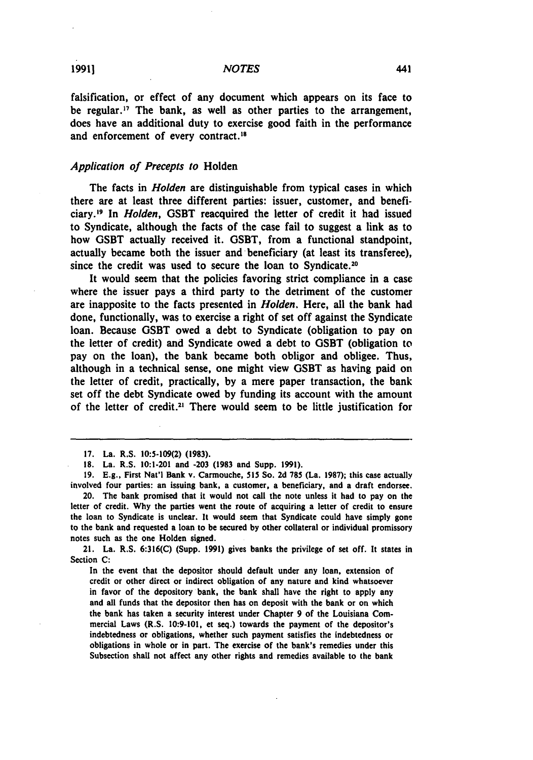falsification, or effect of any document which appears on its face to be regular.[17] The bank, as well as other parties to the arrangement, does have an additional duty to exercise good faith in the performance and enforcement of every contract.[18]

### *Application of Precepts to* Holden

The facts in *Holden* are distinguishable from typical cases in which there are at least three different parties: issuer, customer, and beneficiary.[19] In *Holden*, GSBT reacquired the letter of credit it had issued to Syndicate, although the facts of the case fail to suggest a link as to how GSBT actually received it. GSBT, from a functional standpoint, actually became both the issuer and beneficiary (at least its transferee), since the credit was used to secure the loan to Syndicate.[20]

It would seem that the policies favoring strict compliance in a case where the issuer pays a third party to the detriment of the customer are inapposite to the facts presented in *Holden*. Here, all the bank had done, functionally, was to exercise a right of set off against the Syndicate loan. Because GSBT owed a debt to Syndicate (obligation to pay on the letter of credit) and Syndicate owed a debt to GSBT (obligation to pay on the loan), the bank became both obligor and obligee. Thus, although in a technical sense, one might view GSBT as having paid on the letter of credit, practically, by a mere paper transaction, the bank set off the debt Syndicate owed by funding its account with the amount of the letter of credit.[21] There would seem to be little justification for

---

17. La. R.S. 10:5-109(2) (1983).

18. La. R.S. 10:1-201 and -203 (1983 and Supp. 1991).

19. E.g., First Nat'l Bank v. Carmouche, 515 So. 2d 785 (La. 1987); this case actually involved four parties: an issuing bank, a customer, a beneficiary, and a draft endorsee.

20. The bank promised that it would not call the note unless it had to pay on the letter of credit. Why the parties went the route of acquiring a letter of credit to ensure the loan to Syndicate is unclear. It would seem that Syndicate could have simply gone to the bank and requested a loan to be secured by other collateral or individual promissory notes such as the one Holden signed.

21. La. R.S. 6:316(C) (Supp. 1991) gives banks the privilege of set off. It states in Section C:

> In the event that the depositor should default under any loan, extension of credit or other direct or indirect obligation of any nature and kind whatsoever in favor of the depository bank, the bank shall have the right to apply any and all funds that the depositor then has on deposit with the bank or on which the bank has taken a security interest under Chapter 9 of the Louisiana Commercial Laws (R.S. 10:9-101, et seq.) towards the payment of the depositor's indebtedness or obligations, whether such payment satisfies the indebtedness or obligations in whole or in part. The exercise of the bank's remedies under this Subsection shall not affect any other rights and remedies available to the bank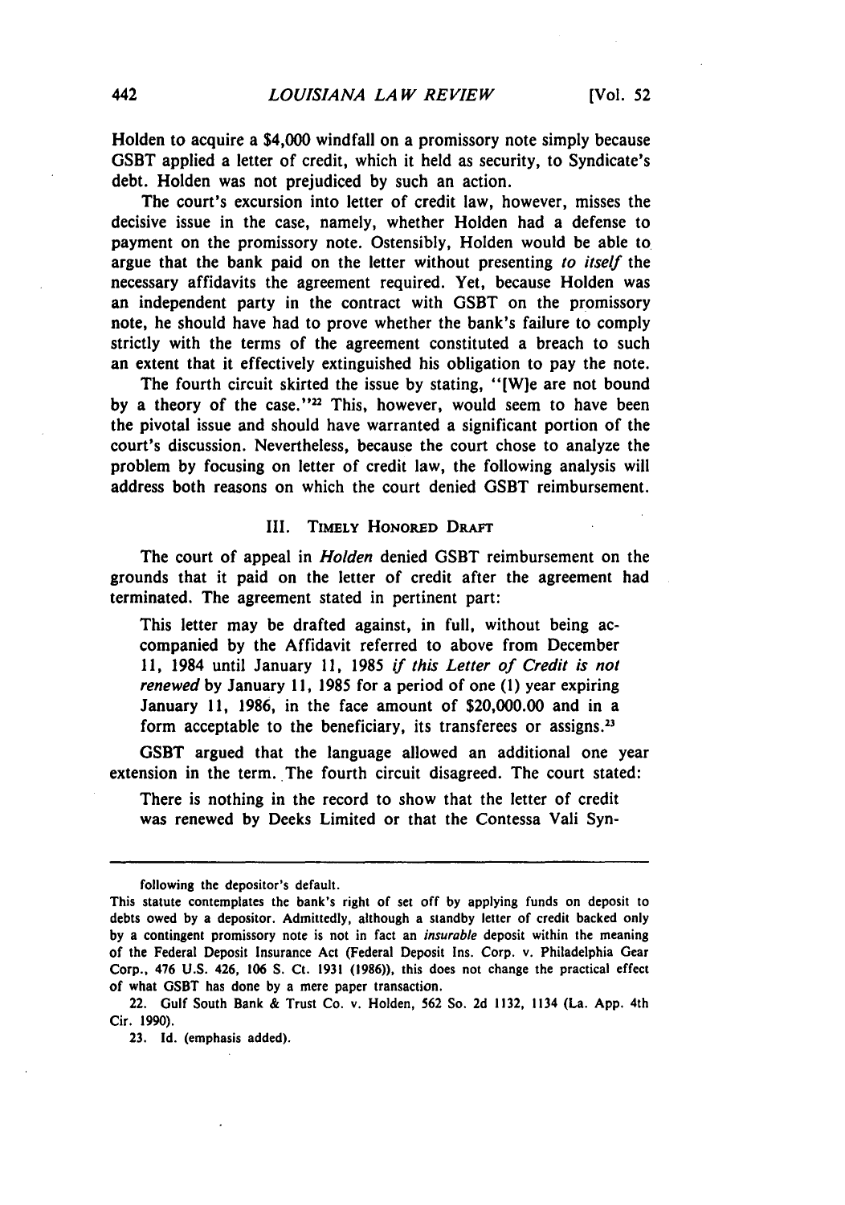Holden to acquire a $4,000 windfall on a promissory note simply because GSBT applied a letter of credit, which it held as security, to Syndicate's debt. Holden was not prejudiced by such an action.

The court's excursion into letter of credit law, however, misses the decisive issue in the case, namely, whether Holden had a defense to payment on the promissory note. Ostensibly, Holden would be able to argue that the bank paid on the letter without presenting *to itself* the necessary affidavits the agreement required. Yet, because Holden was an independent party in the contract with GSBT on the promissory note, he should have had to prove whether the bank's failure to comply strictly with the terms of the agreement constituted a breach to such an extent that it effectively extinguished his obligation to pay the note.

The fourth circuit skirted the issue by stating, "[W]e are not bound by a theory of the case."[22] This, however, would seem to have been the pivotal issue and should have warranted a significant portion of the court's discussion. Nevertheless, because the court chose to analyze the problem by focusing on letter of credit law, the following analysis will address both reasons on which the court denied GSBT reimbursement.

## III. Timely Honored Draft

The court of appeal in *Holden* denied GSBT reimbursement on the grounds that it paid on the letter of credit after the agreement had terminated. The agreement stated in pertinent part:

> This letter may be drafted against, in full, without being accompanied by the Affidavit referred to above from December 11, 1984 until January 11, 1985 *if this Letter of Credit is not renewed* by January 11, 1985 for a period of one (1) year expiring January 11, 1986, in the face amount of $20,000.00 and in a form acceptable to the beneficiary, its transferees or assigns.[23]

GSBT argued that the language allowed an additional one year extension in the term. The fourth circuit disagreed. The court stated:

> There is nothing in the record to show that the letter of credit was renewed by Deeks Limited or that the Contessa Vali Syn-

---

following the depositor's default.

This statute contemplates the bank's right of set off by applying funds on deposit to debts owed by a depositor. Admittedly, although a standby letter of credit backed only by a contingent promissory note is not in fact an *insurable* deposit within the meaning of the Federal Deposit Insurance Act (Federal Deposit Ins. Corp. v. Philadelphia Gear Corp., 476 U.S. 426, 106 S. Ct. 1931 (1986)), this does not change the practical effect of what GSBT has done by a mere paper transaction.

22. Gulf South Bank & Trust Co. v. Holden, 562 So. 2d 1132, 1134 (La. App. 4th Cir. 1990).

23. Id. (emphasis added).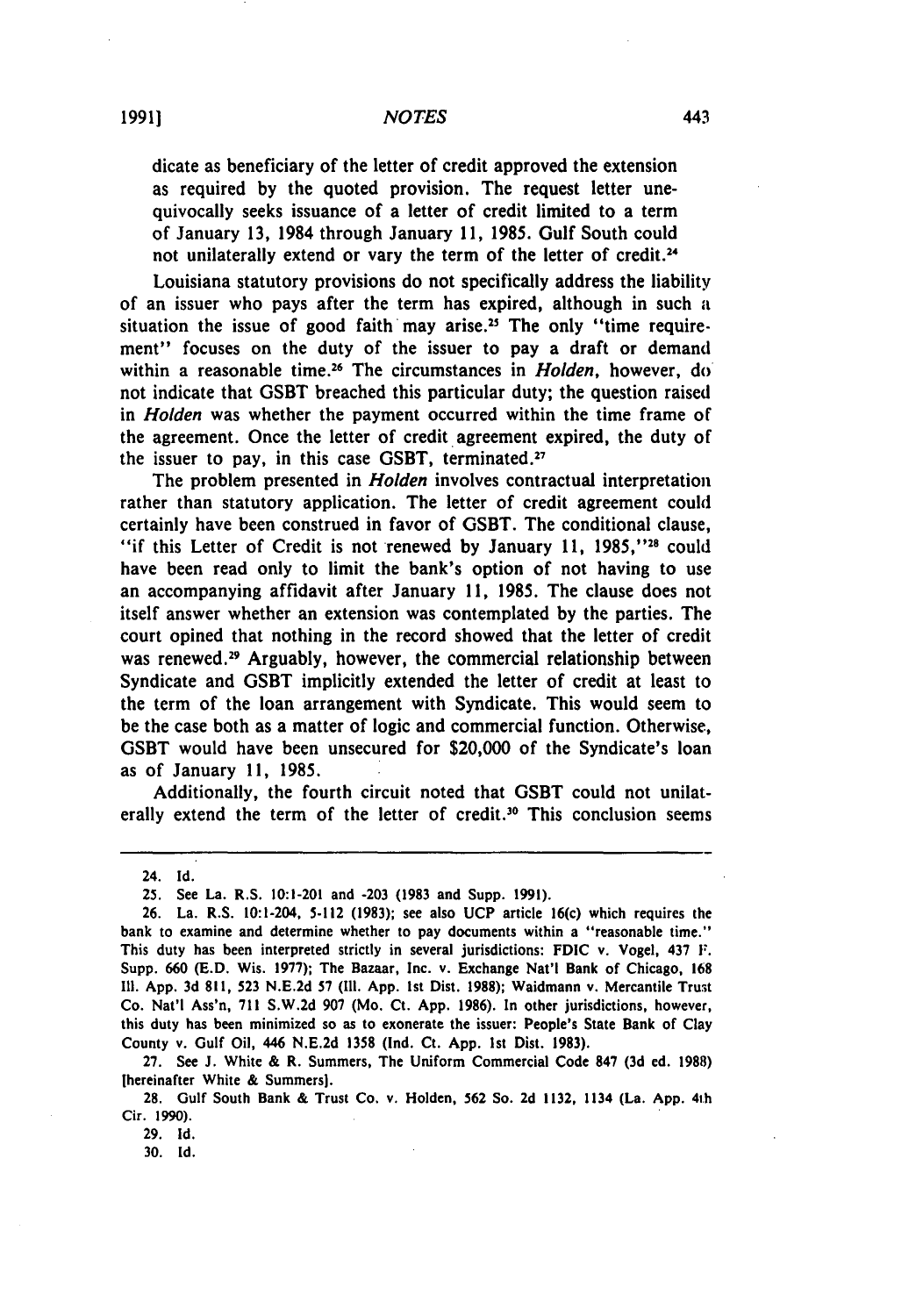dicate as beneficiary of the letter of credit approved the extension as required by the quoted provision. The request letter unequivocally seeks issuance of a letter of credit limited to a term of January 13, 1984 through January 11, 1985. Gulf South could not unilaterally extend or vary the term of the letter of credit.[24]

Louisiana statutory provisions do not specifically address the liability of an issuer who pays after the term has expired, although in such a situation the issue of good faith may arise.[25] The only "time requirement" focuses on the duty of the issuer to pay a draft or demand within a reasonable time.[26] The circumstances in *Holden*, however, do not indicate that GSBT breached this particular duty; the question raised in *Holden* was whether the payment occurred within the time frame of the agreement. Once the letter of credit agreement expired, the duty of the issuer to pay, in this case GSBT, terminated.[27]

The problem presented in *Holden* involves contractual interpretation rather than statutory application. The letter of credit agreement could certainly have been construed in favor of GSBT. The conditional clause, "if this Letter of Credit is not renewed by January 11, 1985,"[28] could have been read only to limit the bank's option of not having to use an accompanying affidavit after January 11, 1985. The clause does not itself answer whether an extension was contemplated by the parties. The court opined that nothing in the record showed that the letter of credit was renewed.[29] Arguably, however, the commercial relationship between Syndicate and GSBT implicitly extended the letter of credit at least to the term of the loan arrangement with Syndicate. This would seem to be the case both as a matter of logic and commercial function. Otherwise, GSBT would have been unsecured for $20,000 of the Syndicate's loan as of January 11, 1985.

Additionally, the fourth circuit noted that GSBT could not unilaterally extend the term of the letter of credit.[30] This conclusion seems

---

24. Id.

25. See La. R.S. 10:1-201 and -203 (1983 and Supp. 1991).

26. La. R.S. 10:1-204, 5-112 (1983); see also UCP article 16(c) which requires the bank to examine and determine whether to pay documents within a "reasonable time." This duty has been interpreted strictly in several jurisdictions: FDIC v. Vogel, 437 F. Supp. 660 (E.D. Wis. 1977); The Bazaar, Inc. v. Exchange Nat'l Bank of Chicago, 168 Ill. App. 3d 811, 523 N.E.2d 57 (Ill. App. 1st Dist. 1988); Waidmann v. Mercantile Trust Co. Nat'l Ass'n, 711 S.W.2d 907 (Mo. Ct. App. 1986). In other jurisdictions, however, this duty has been minimized so as to exonerate the issuer: People's State Bank of Clay County v. Gulf Oil, 446 N.E.2d 1358 (Ind. Ct. App. 1st Dist. 1983).

27. See J. White & R. Summers, The Uniform Commercial Code 847 (3d ed. 1988) [hereinafter White & Summers].

28. Gulf South Bank & Trust Co. v. Holden, 562 So. 2d 1132, 1134 (La. App. 4th Cir. 1990).

29. Id.

30. Id.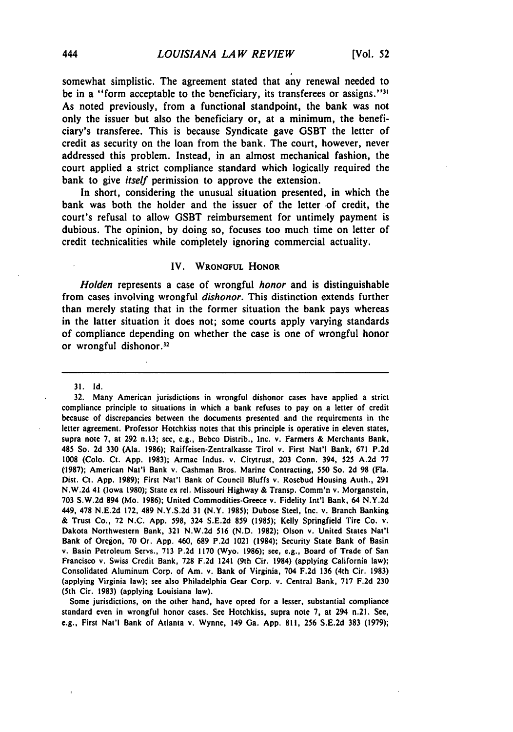somewhat simplistic. The agreement stated that any renewal needed to be in a "form acceptable to the beneficiary, its transferees or assigns."[31] As noted previously, from a functional standpoint, the bank was not only the issuer but also the beneficiary or, at a minimum, the beneficiary's transferee. This is because Syndicate gave GSBT the letter of credit as security on the loan from the bank. The court, however, never addressed this problem. Instead, in an almost mechanical fashion, the court applied a strict compliance standard which logically required the bank to give *itself* permission to approve the extension.

In short, considering the unusual situation presented, in which the bank was both the holder and the issuer of the letter of credit, the court's refusal to allow GSBT reimbursement for untimely payment is dubious. The opinion, by doing so, focuses too much time on letter of credit technicalities while completely ignoring commercial actuality.

## IV. Wrongful Honor

*Holden* represents a case of wrongful *honor* and is distinguishable from cases involving wrongful *dishonor*. This distinction extends further than merely stating that in the former situation the bank pays whereas in the latter situation it does not; some courts apply varying standards of compliance depending on whether the case is one of wrongful honor or wrongful dishonor.[32]

---

31. Id.

32. Many American jurisdictions in wrongful dishonor cases have applied a strict compliance principle to situations in which a bank refuses to pay on a letter of credit because of discrepancies between the documents presented and the requirements in the letter agreement. Professor Hotchkiss notes that this principle is operative in eleven states, supra note 7, at 292 n.13; see, e.g., Bebco Distrib., Inc. v. Farmers & Merchants Bank, 485 So. 2d 330 (Ala. 1986); Raiffeisen-Zentralkasse Tirol v. First Nat'l Bank, 671 P.2d 1008 (Colo. Ct. App. 1983); Armac Indus. v. Citytrust, 203 Conn. 394, 525 A.2d 77 (1987); American Nat'l Bank v. Cashman Bros. Marine Contracting, 550 So. 2d 98 (Fla. Dist. Ct. App. 1989); First Nat'l Bank of Council Bluffs v. Rosebud Housing Auth., 291 N.W.2d 41 (Iowa 1980); State ex rel. Missouri Highway & Transp. Comm'n v. Morganstein, 703 S.W.2d 894 (Mo. 1986); United Commodities-Greece v. Fidelity Int'l Bank, 64 N.Y.2d 449, 478 N.E.2d 172, 489 N.Y.S.2d 31 (N.Y. 1985); Dubose Steel, Inc. v. Branch Banking & Trust Co., 72 N.C. App. 598, 324 S.E.2d 859 (1985); Kelly Springfield Tire Co. v. Dakota Northwestern Bank, 321 N.W.2d 516 (N.D. 1982); Olson v. United States Nat'l Bank of Oregon, 70 Or. App. 460, 689 P.2d 1021 (1984); Security State Bank of Basin v. Basin Petroleum Servs., 713 P.2d 1170 (Wyo. 1986); see, e.g., Board of Trade of San Francisco v. Swiss Credit Bank, 728 F.2d 1241 (9th Cir. 1984) (applying California law); Consolidated Aluminum Corp. of Am. v. Bank of Virginia, 704 F.2d 136 (4th Cir. 1983) (applying Virginia law); see also Philadelphia Gear Corp. v. Central Bank, 717 F.2d 230 (5th Cir. 1983) (applying Louisiana law).

Some jurisdictions, on the other hand, have opted for a lesser, substantial compliance standard even in wrongful honor cases. See Hotchkiss, supra note 7, at 294 n.21. See, e.g., First Nat'l Bank of Atlanta v. Wynne, 149 Ga. App. 811, 256 S.E.2d 383 (1979);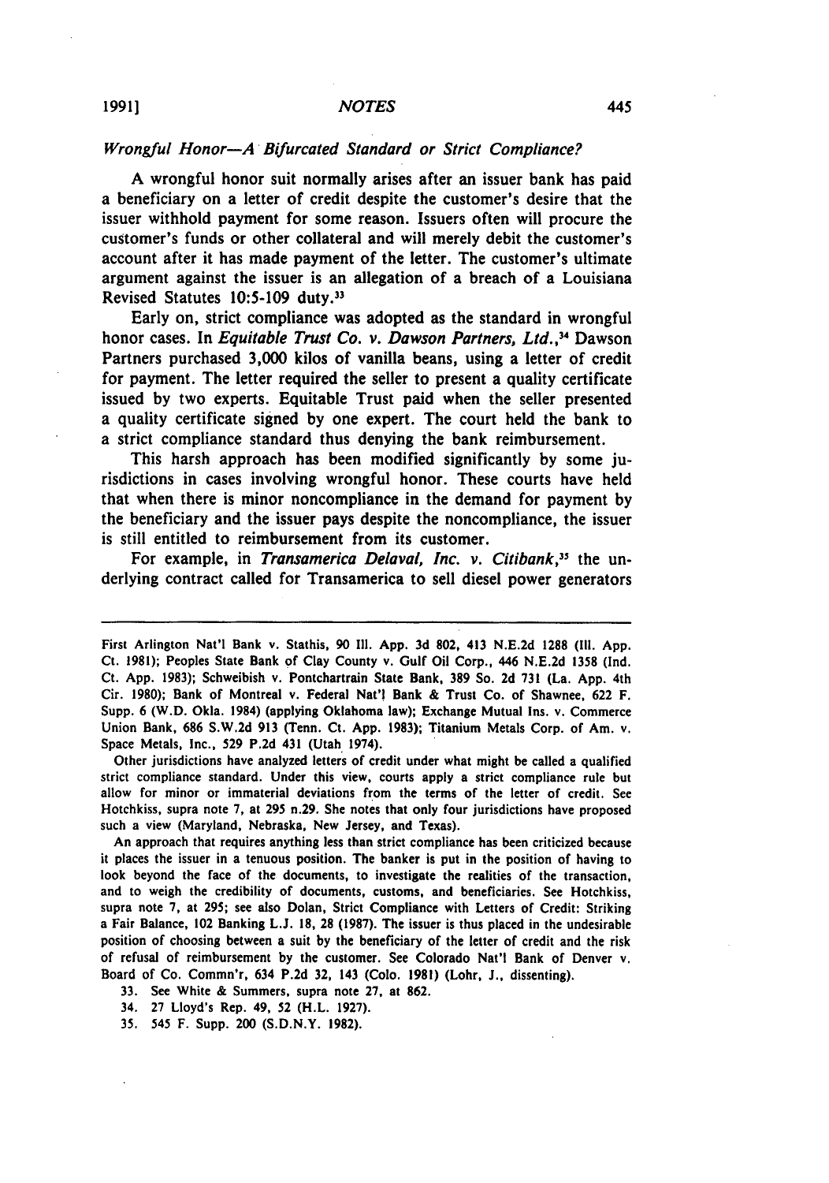*Wrongful Honor—A Bifurcated Standard or Strict Compliance?*

A wrongful honor suit normally arises after an issuer bank has paid a beneficiary on a letter of credit despite the customer's desire that the issuer withhold payment for some reason. Issuers often will procure the customer's funds or other collateral and will merely debit the customer's account after it has made payment of the letter. The customer's ultimate argument against the issuer is an allegation of a breach of a Louisiana Revised Statutes 10:5-109 duty.[33]

Early on, strict compliance was adopted as the standard in wrongful honor cases. In *Equitable Trust Co. v. Dawson Partners, Ltd.*,[34] Dawson Partners purchased 3,000 kilos of vanilla beans, using a letter of credit for payment. The letter required the seller to present a quality certificate issued by two experts. Equitable Trust paid when the seller presented a quality certificate signed by one expert. The court held the bank to a strict compliance standard thus denying the bank reimbursement.

This harsh approach has been modified significantly by some jurisdictions in cases involving wrongful honor. These courts have held that when there is minor noncompliance in the demand for payment by the beneficiary and the issuer pays despite the noncompliance, the issuer is still entitled to reimbursement from its customer.

For example, in *Transamerica Delaval, Inc. v. Citibank*,[35] the underlying contract called for Transamerica to sell diesel power generators

---

First Arlington Nat'l Bank v. Stathis, 90 Ill. App. 3d 802, 413 N.E.2d 1288 (Ill. App. Ct. 1981); Peoples State Bank of Clay County v. Gulf Oil Corp., 446 N.E.2d 1358 (Ind. Ct. App. 1983); Schweibish v. Pontchartrain State Bank, 389 So. 2d 731 (La. App. 4th Cir. 1980); Bank of Montreal v. Federal Nat'l Bank & Trust Co. of Shawnee, 622 F. Supp. 6 (W.D. Okla. 1984) (applying Oklahoma law); Exchange Mutual Ins. v. Commerce Union Bank, 686 S.W.2d 913 (Tenn. Ct. App. 1983); Titanium Metals Corp. of Am. v. Space Metals, Inc., 529 P.2d 431 (Utah 1974).

Other jurisdictions have analyzed letters of credit under what might be called a qualified strict compliance standard. Under this view, courts apply a strict compliance rule but allow for minor or immaterial deviations from the terms of the letter of credit. See Hotchkiss, supra note 7, at 295 n.29. She notes that only four jurisdictions have proposed such a view (Maryland, Nebraska, New Jersey, and Texas).

An approach that requires anything less than strict compliance has been criticized because it places the issuer in a tenuous position. The banker is put in the position of having to look beyond the face of the documents, to investigate the realities of the transaction, and to weigh the credibility of documents, customs, and beneficiaries. See Hotchkiss, supra note 7, at 295; see also Dolan, Strict Compliance with Letters of Credit: Striking a Fair Balance, 102 Banking L.J. 18, 28 (1987). The issuer is thus placed in the undesirable position of choosing between a suit by the beneficiary of the letter of credit and the risk of refusal of reimbursement by the customer. See Colorado Nat'l Bank of Denver v. Board of Co. Commn'r, 634 P.2d 32, 143 (Colo. 1981) (Lohr, J., dissenting).

33. See White & Summers, supra note 27, at 862.

34. 27 Lloyd's Rep. 49, 52 (H.L. 1927).

35. 545 F. Supp. 200 (S.D.N.Y. 1982).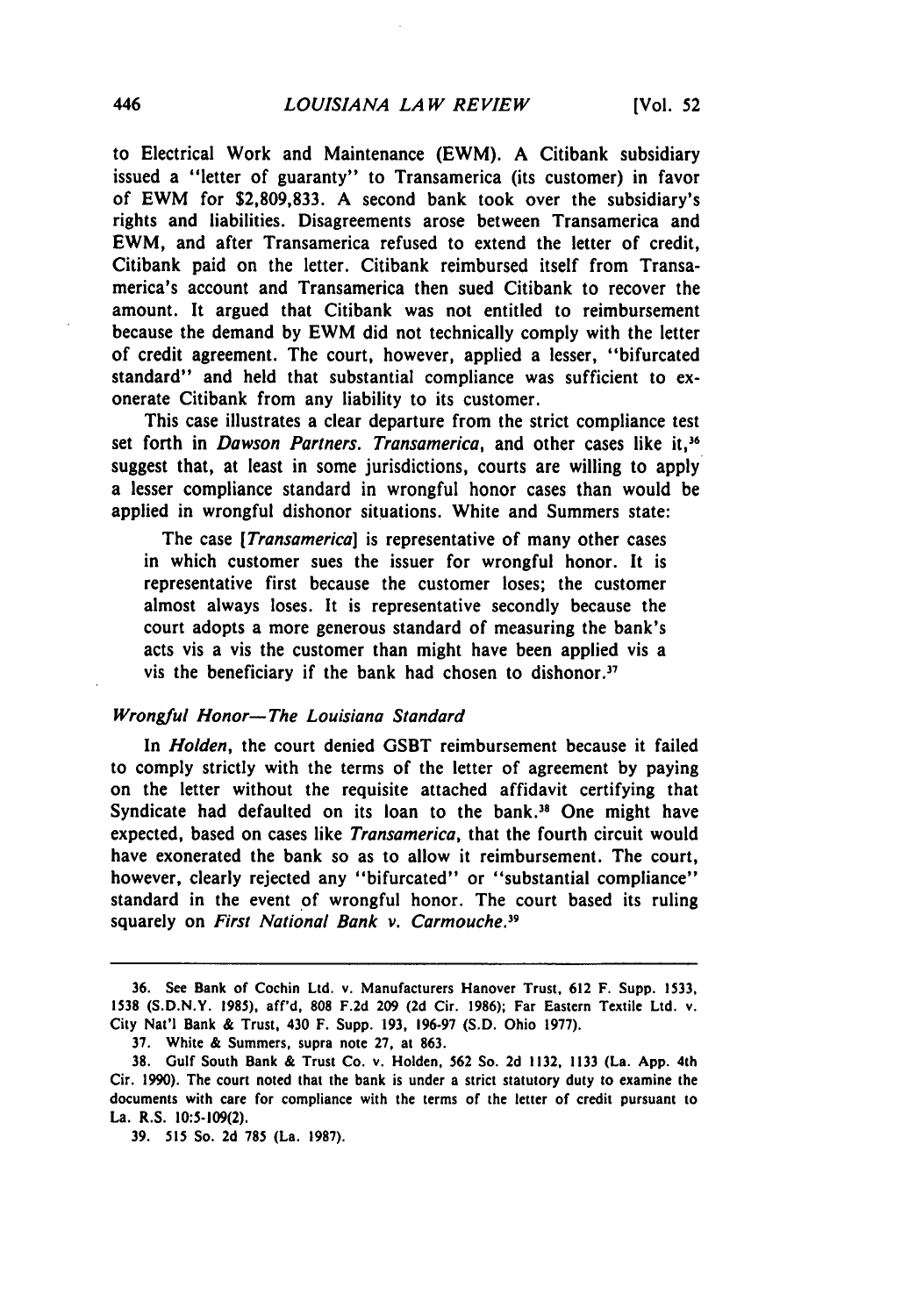to Electrical Work and Maintenance (EWM). A Citibank subsidiary issued a "letter of guaranty" to Transamerica (its customer) in favor of EWM for $2,809,833. A second bank took over the subsidiary's rights and liabilities. Disagreements arose between Transamerica and EWM, and after Transamerica refused to extend the letter of credit, Citibank paid on the letter. Citibank reimbursed itself from Transamerica's account and Transamerica then sued Citibank to recover the amount. It argued that Citibank was not entitled to reimbursement because the demand by EWM did not technically comply with the letter of credit agreement. The court, however, applied a lesser, "bifurcated standard" and held that substantial compliance was sufficient to exonerate Citibank from any liability to its customer.

This case illustrates a clear departure from the strict compliance test set forth in *Dawson Partners. Transamerica*, and other cases like it,[36] suggest that, at least in some jurisdictions, courts are willing to apply a lesser compliance standard in wrongful honor cases than would be applied in wrongful dishonor situations. White and Summers state:

> The case [*Transamerica*] is representative of many other cases in which customer sues the issuer for wrongful honor. It is representative first because the customer loses; the customer almost always loses. It is representative secondly because the court adopts a more generous standard of measuring the bank's acts vis a vis the customer than might have been applied vis a vis the beneficiary if the bank had chosen to dishonor.[37]

### *Wrongful Honor—The Louisiana Standard*

In *Holden*, the court denied GSBT reimbursement because it failed to comply strictly with the terms of the letter of agreement by paying on the letter without the requisite attached affidavit certifying that Syndicate had defaulted on its loan to the bank.[38] One might have expected, based on cases like *Transamerica*, that the fourth circuit would have exonerated the bank so as to allow it reimbursement. The court, however, clearly rejected any "bifurcated" or "substantial compliance" standard in the event of wrongful honor. The court based its ruling squarely on *First National Bank v. Carmouche*.[39]

---

36. See Bank of Cochin Ltd. v. Manufacturers Hanover Trust, 612 F. Supp. 1533, 1538 (S.D.N.Y. 1985), aff'd, 808 F.2d 209 (2d Cir. 1986); Far Eastern Textile Ltd. v. City Nat'l Bank & Trust, 430 F. Supp. 193, 196-97 (S.D. Ohio 1977).

37. White & Summers, supra note 27, at 863.

38. Gulf South Bank & Trust Co. v. Holden, 562 So. 2d 1132, 1133 (La. App. 4th Cir. 1990). The court noted that the bank is under a strict statutory duty to examine the documents with care for compliance with the terms of the letter of credit pursuant to La. R.S. 10:5-109(2).

39. 515 So. 2d 785 (La. 1987).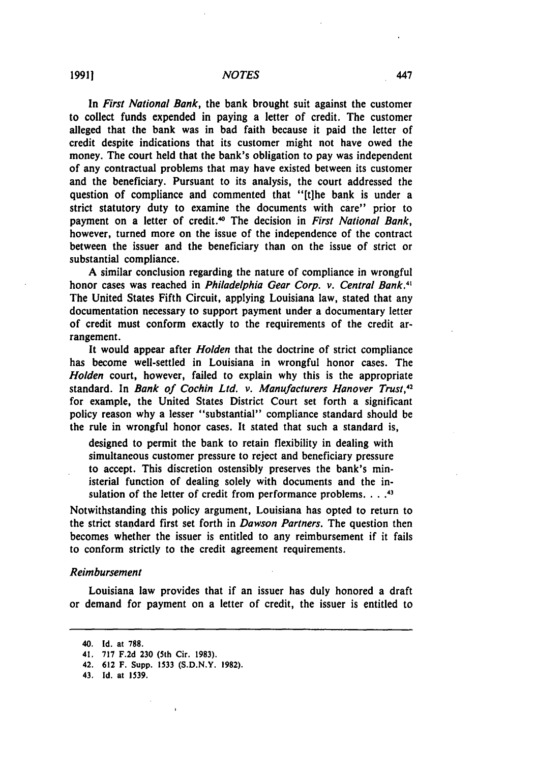In *First National Bank*, the bank brought suit against the customer to collect funds expended in paying a letter of credit. The customer alleged that the bank was in bad faith because it paid the letter of credit despite indications that its customer might not have owed the money. The court held that the bank's obligation to pay was independent of any contractual problems that may have existed between its customer and the beneficiary. Pursuant to its analysis, the court addressed the question of compliance and commented that "[t]he bank is under a strict statutory duty to examine the documents with care" prior to payment on a letter of credit.[40] The decision in *First National Bank*, however, turned more on the issue of the independence of the contract between the issuer and the beneficiary than on the issue of strict or substantial compliance.

A similar conclusion regarding the nature of compliance in wrongful honor cases was reached in *Philadelphia Gear Corp. v. Central Bank*.[41] The United States Fifth Circuit, applying Louisiana law, stated that any documentation necessary to support payment under a documentary letter of credit must conform exactly to the requirements of the credit arrangement.

It would appear after *Holden* that the doctrine of strict compliance has become well-settled in Louisiana in wrongful honor cases. The *Holden* court, however, failed to explain why this is the appropriate standard. In *Bank of Cochin Ltd. v. Manufacturers Hanover Trust*,[42] for example, the United States District Court set forth a significant policy reason why a lesser "substantial" compliance standard should be the rule in wrongful honor cases. It stated that such a standard is,

> designed to permit the bank to retain flexibility in dealing with simultaneous customer pressure to reject and beneficiary pressure to accept. This discretion ostensibly preserves the bank's ministerial function of dealing solely with documents and the insulation of the letter of credit from performance problems. . . .[43]

Notwithstanding this policy argument, Louisiana has opted to return to the strict standard first set forth in *Dawson Partners*. The question then becomes whether the issuer is entitled to any reimbursement if it fails to conform strictly to the credit agreement requirements.

### *Reimbursement*

Louisiana law provides that if an issuer has duly honored a draft or demand for payment on a letter of credit, the issuer is entitled to

---

40. Id. at 788.
41. 717 F.2d 230 (5th Cir. 1983).
42. 612 F. Supp. 1533 (S.D.N.Y. 1982).
43. Id. at 1539.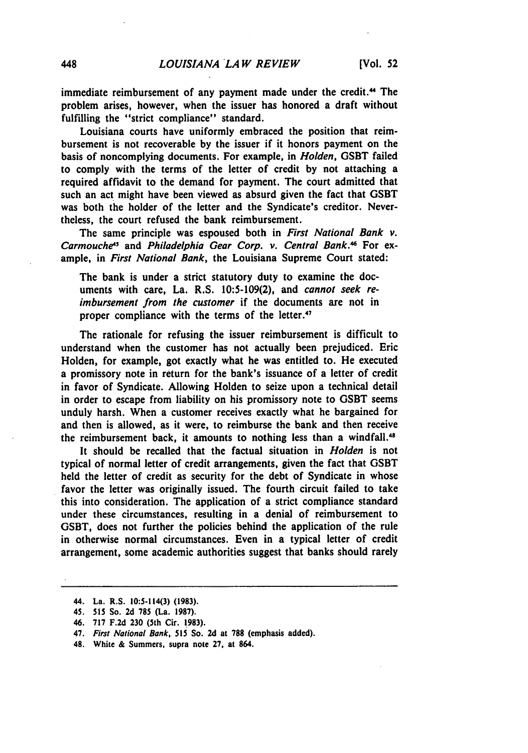immediate reimbursement of any payment made under the credit.[44] The problem arises, however, when the issuer has honored a draft without fulfilling the "strict compliance" standard.

Louisiana courts have uniformly embraced the position that reimbursement is not recoverable by the issuer if it honors payment on the basis of noncomplying documents. For example, in *Holden*, GSBT failed to comply with the terms of the letter of credit by not attaching a required affidavit to the demand for payment. The court admitted that such an act might have been viewed as absurd given the fact that GSBT was both the holder of the letter and the Syndicate's creditor. Nevertheless, the court refused the bank reimbursement.

The same principle was espoused both in *First National Bank v. Carmouche*[45] and *Philadelphia Gear Corp. v. Central Bank*.[46] For example, in *First National Bank*, the Louisiana Supreme Court stated:

> The bank is under a strict statutory duty to examine the documents with care, La. R.S. 10:5-109(2), and *cannot seek reimbursement from the customer* if the documents are not in proper compliance with the terms of the letter.[47]

The rationale for refusing the issuer reimbursement is difficult to understand when the customer has not actually been prejudiced. Eric Holden, for example, got exactly what he was entitled to. He executed a promissory note in return for the bank's issuance of a letter of credit in favor of Syndicate. Allowing Holden to seize upon a technical detail in order to escape from liability on his promissory note to GSBT seems unduly harsh. When a customer receives exactly what he bargained for and then is allowed, as it were, to reimburse the bank and then receive the reimbursement back, it amounts to nothing less than a windfall.[48]

It should be recalled that the factual situation in *Holden* is not typical of normal letter of credit arrangements, given the fact that GSBT held the letter of credit as security for the debt of Syndicate in whose favor the letter was originally issued. The fourth circuit failed to take this into consideration. The application of a strict compliance standard under these circumstances, resulting in a denial of reimbursement to GSBT, does not further the policies behind the application of the rule in otherwise normal circumstances. Even in a typical letter of credit arrangement, some academic authorities suggest that banks should rarely

---

44. La. R.S. 10:5-114(3) (1983).

45. 515 So. 2d 785 (La. 1987).

46. 717 F.2d 230 (5th Cir. 1983).

47. *First National Bank*, 515 So. 2d at 788 (emphasis added).

48. White & Summers, supra note 27, at 864.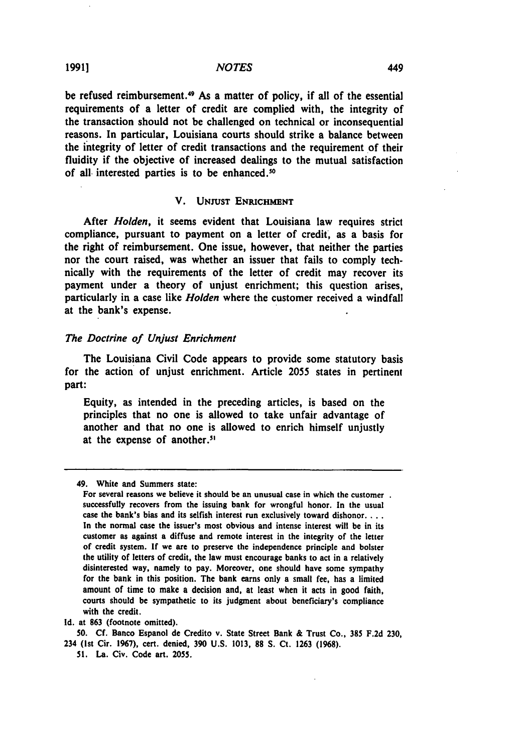be refused reimbursement.[49] As a matter of policy, if all of the essential requirements of a letter of credit are complied with, the integrity of the transaction should not be challenged on technical or inconsequential reasons. In particular, Louisiana courts should strike a balance between the integrity of letter of credit transactions and the requirement of their fluidity if the objective of increased dealings to the mutual satisfaction of all interested parties is to be enhanced.[50]

## V. Unjust Enrichment

After *Holden*, it seems evident that Louisiana law requires strict compliance, pursuant to payment on a letter of credit, as a basis for the right of reimbursement. One issue, however, that neither the parties nor the court raised, was whether an issuer that fails to comply technically with the requirements of the letter of credit may recover its payment under a theory of unjust enrichment; this question arises, particularly in a case like *Holden* where the customer received a windfall at the bank's expense.

### *The Doctrine of Unjust Enrichment*

The Louisiana Civil Code appears to provide some statutory basis for the action of unjust enrichment. Article 2055 states in pertinent part:

> Equity, as intended in the preceding articles, is based on the principles that no one is allowed to take unfair advantage of another and that no one is allowed to enrich himself unjustly at the expense of another.[51]

---

49. White and Summers state:

> For several reasons we believe it should be an unusual case in which the customer successfully recovers from the issuing bank for wrongful honor. In the usual case the bank's bias and its selfish interest run exclusively toward dishonor. . . . In the normal case the issuer's most obvious and intense interest will be in its customer as against a diffuse and remote interest in the integrity of the letter of credit system. If we are to preserve the independence principle and bolster the utility of letters of credit, the law must encourage banks to act in a relatively disinterested way, namely to pay. Moreover, one should have some sympathy for the bank in this position. The bank earns only a small fee, has a limited amount of time to make a decision and, at least when it acts in good faith, courts should be sympathetic to its judgment about beneficiary's compliance with the credit.

Id. at 863 (footnote omitted).

50. Cf. Banco Espanol de Credito v. State Street Bank & Trust Co., 385 F.2d 230, 234 (1st Cir. 1967), cert. denied, 390 U.S. 1013, 88 S. Ct. 1263 (1968).

51. La. Civ. Code art. 2055.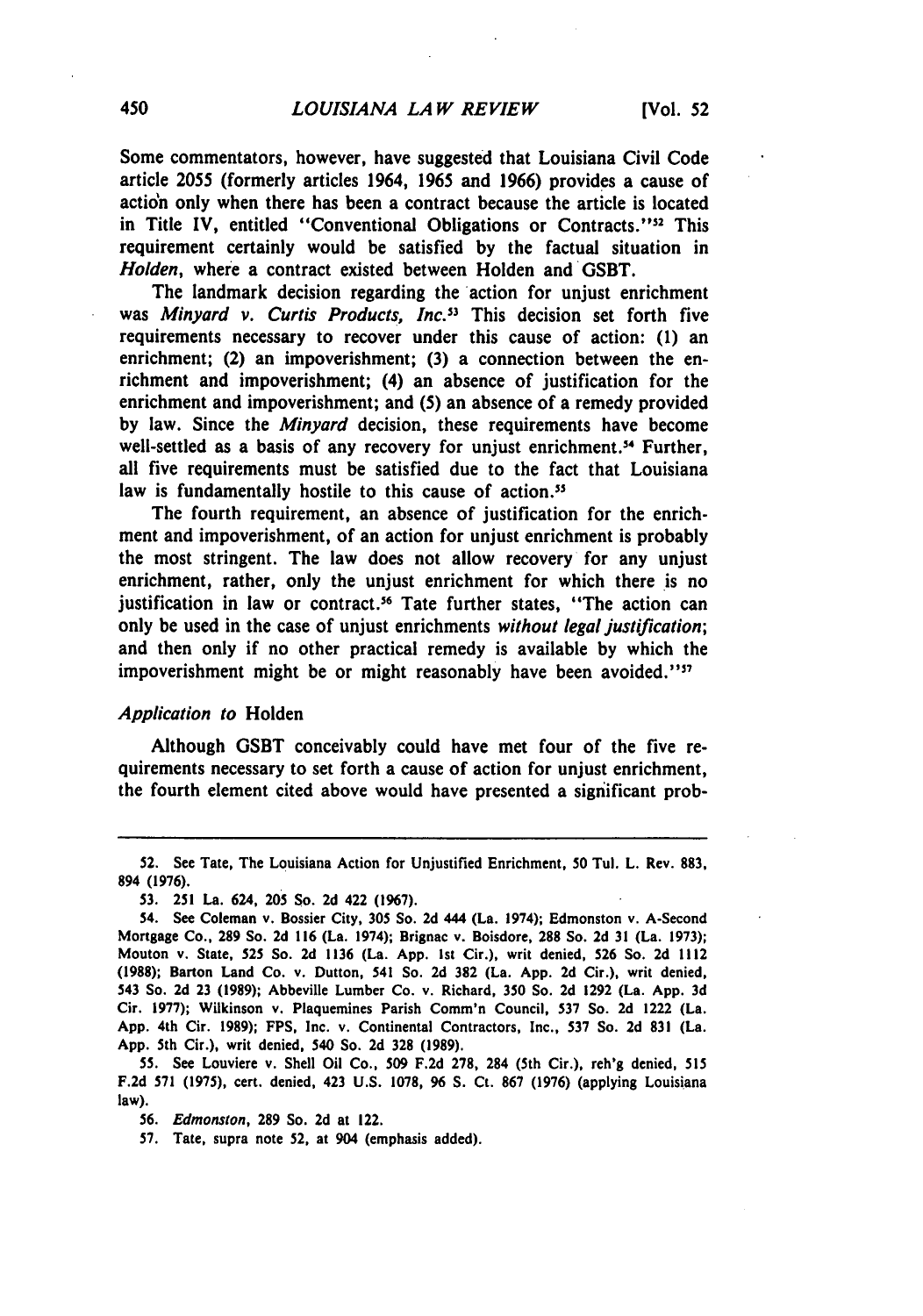Some commentators, however, have suggested that Louisiana Civil Code article 2055 (formerly articles 1964, 1965 and 1966) provides a cause of action only when there has been a contract because the article is located in Title IV, entitled "Conventional Obligations or Contracts."[52] This requirement certainly would be satisfied by the factual situation in *Holden*, where a contract existed between Holden and GSBT.

The landmark decision regarding the action for unjust enrichment was *Minyard v. Curtis Products, Inc.*[53] This decision set forth five requirements necessary to recover under this cause of action: (1) an enrichment; (2) an impoverishment; (3) a connection between the enrichment and impoverishment; (4) an absence of justification for the enrichment and impoverishment; and (5) an absence of a remedy provided by law. Since the *Minyard* decision, these requirements have become well-settled as a basis of any recovery for unjust enrichment.[54] Further, all five requirements must be satisfied due to the fact that Louisiana law is fundamentally hostile to this cause of action.[55]

The fourth requirement, an absence of justification for the enrichment and impoverishment, of an action for unjust enrichment is probably the most stringent. The law does not allow recovery for any unjust enrichment, rather, only the unjust enrichment for which there is no justification in law or contract.[56] Tate further states, "The action can only be used in the case of unjust enrichments *without legal justification*; and then only if no other practical remedy is available by which the impoverishment might be or might reasonably have been avoided."[57]

### *Application to* Holden

Although GSBT conceivably could have met four of the five requirements necessary to set forth a cause of action for unjust enrichment, the fourth element cited above would have presented a significant prob-

---

52. See Tate, The Louisiana Action for Unjustified Enrichment, 50 Tul. L. Rev. 883, 894 (1976).

53. 251 La. 624, 205 So. 2d 422 (1967).

54. See Coleman v. Bossier City, 305 So. 2d 444 (La. 1974); Edmonston v. A-Second Mortgage Co., 289 So. 2d 116 (La. 1974); Brignac v. Boisdore, 288 So. 2d 31 (La. 1973); Mouton v. State, 525 So. 2d 1136 (La. App. 1st Cir.), writ denied, 526 So. 2d 1112 (1988); Barton Land Co. v. Dutton, 541 So. 2d 382 (La. App. 2d Cir.), writ denied, 543 So. 2d 23 (1989); Abbeville Lumber Co. v. Richard, 350 So. 2d 1292 (La. App. 3d Cir. 1977); Wilkinson v. Plaquemines Parish Comm'n Council, 537 So. 2d 1222 (La. App. 4th Cir. 1989); FPS, Inc. v. Continental Contractors, Inc., 537 So. 2d 831 (La. App. 5th Cir.), writ denied, 540 So. 2d 328 (1989).

55. See Louviere v. Shell Oil Co., 509 F.2d 278, 284 (5th Cir.), reh'g denied, 515 F.2d 571 (1975), cert. denied, 423 U.S. 1078, 96 S. Ct. 867 (1976) (applying Louisiana law).

56. *Edmonston*, 289 So. 2d at 122.

57. Tate, supra note 52, at 904 (emphasis added).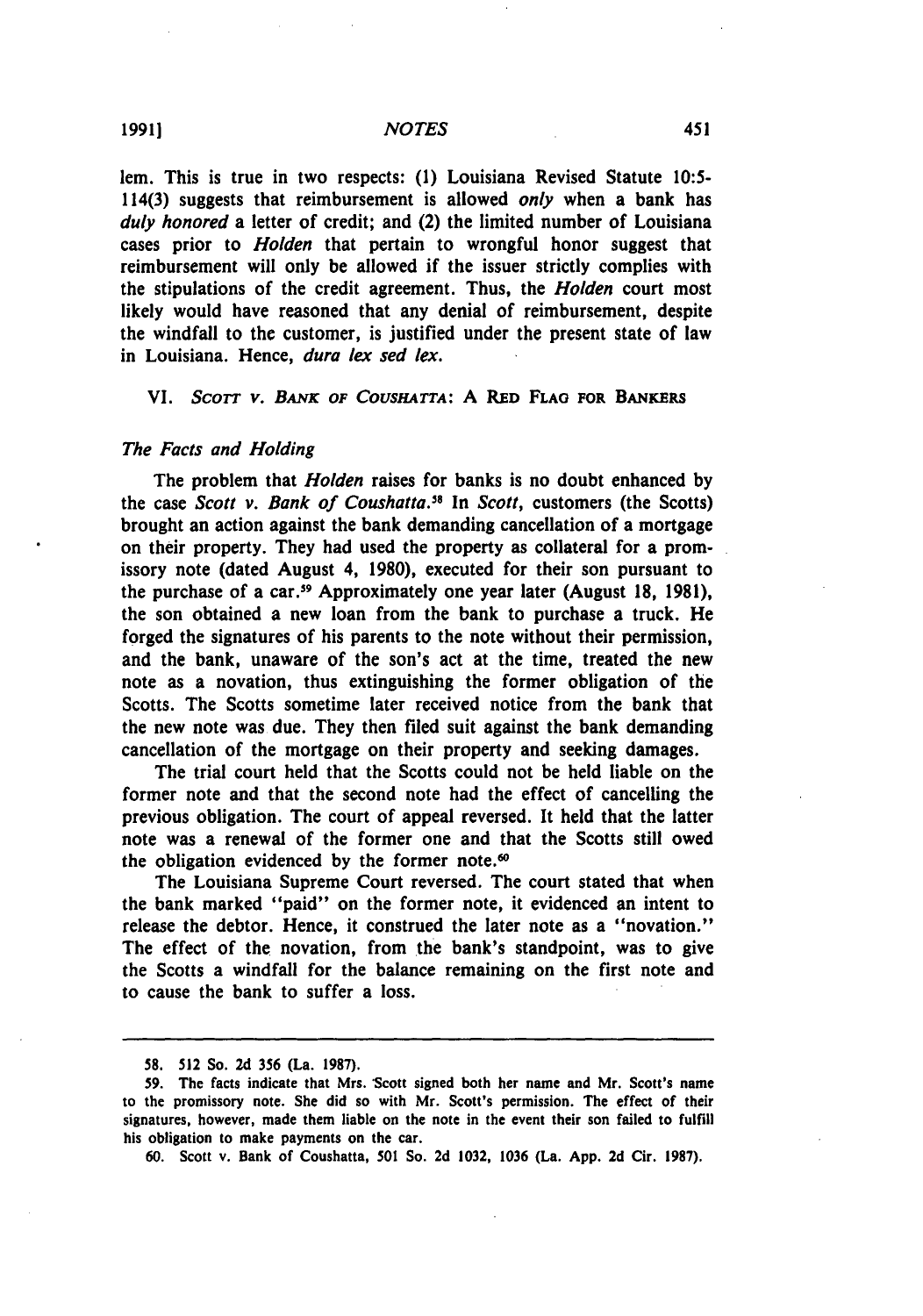lem. This is true in two respects: (1) Louisiana Revised Statute 10:5-114(3) suggests that reimbursement is allowed *only* when a bank has *duly honored* a letter of credit; and (2) the limited number of Louisiana cases prior to *Holden* that pertain to wrongful honor suggest that reimbursement will only be allowed if the issuer strictly complies with the stipulations of the credit agreement. Thus, the *Holden* court most likely would have reasoned that any denial of reimbursement, despite the windfall to the customer, is justified under the present state of law in Louisiana. Hence, *dura lex sed lex*.

## VI. *Scott v. Bank of Coushatta*: A Red Flag for Bankers

### *The Facts and Holding*

The problem that *Holden* raises for banks is no doubt enhanced by the case *Scott v. Bank of Coushatta*.[58] In *Scott*, customers (the Scotts) brought an action against the bank demanding cancellation of a mortgage on their property. They had used the property as collateral for a promissory note (dated August 4, 1980), executed for their son pursuant to the purchase of a car.[59] Approximately one year later (August 18, 1981), the son obtained a new loan from the bank to purchase a truck. He forged the signatures of his parents to the note without their permission, and the bank, unaware of the son's act at the time, treated the new note as a novation, thus extinguishing the former obligation of the Scotts. The Scotts sometime later received notice from the bank that the new note was due. They then filed suit against the bank demanding cancellation of the mortgage on their property and seeking damages.

The trial court held that the Scotts could not be held liable on the former note and that the second note had the effect of cancelling the previous obligation. The court of appeal reversed. It held that the latter note was a renewal of the former one and that the Scotts still owed the obligation evidenced by the former note.[60]

The Louisiana Supreme Court reversed. The court stated that when the bank marked "paid" on the former note, it evidenced an intent to release the debtor. Hence, it construed the later note as a "novation." The effect of the novation, from the bank's standpoint, was to give the Scotts a windfall for the balance remaining on the first note and to cause the bank to suffer a loss.

---

58. 512 So. 2d 356 (La. 1987).

59. The facts indicate that Mrs. Scott signed both her name and Mr. Scott's name to the promissory note. She did so with Mr. Scott's permission. The effect of their signatures, however, made them liable on the note in the event their son failed to fulfill his obligation to make payments on the car.

60. Scott v. Bank of Coushatta, 501 So. 2d 1032, 1036 (La. App. 2d Cir. 1987).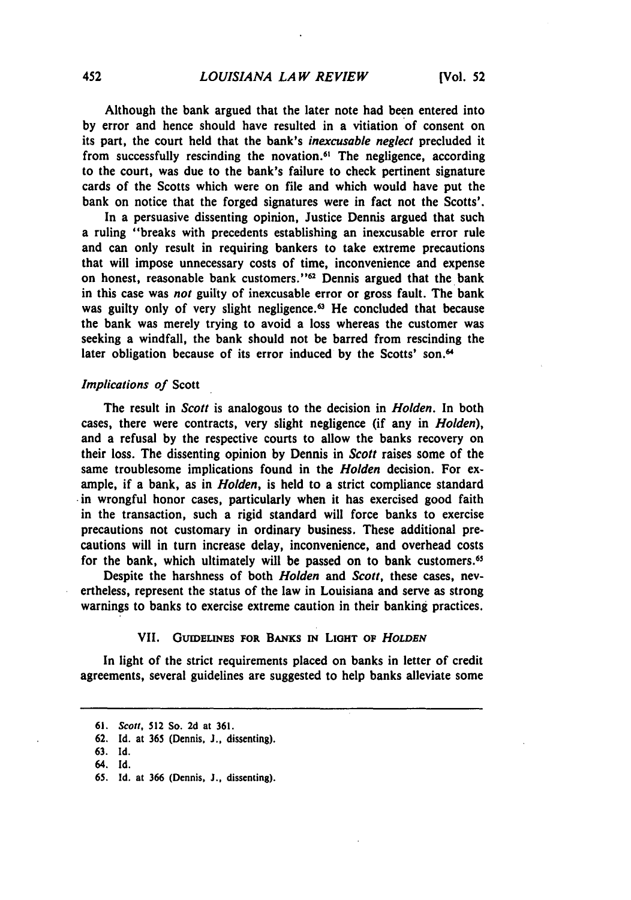Although the bank argued that the later note had been entered into by error and hence should have resulted in a vitiation of consent on its part, the court held that the bank's *inexcusable neglect* precluded it from successfully rescinding the novation.[61] The negligence, according to the court, was due to the bank's failure to check pertinent signature cards of the Scotts which were on file and which would have put the bank on notice that the forged signatures were in fact not the Scotts'.

In a persuasive dissenting opinion, Justice Dennis argued that such a ruling "breaks with precedents establishing an inexcusable error rule and can only result in requiring bankers to take extreme precautions that will impose unnecessary costs of time, inconvenience and expense on honest, reasonable bank customers."[62] Dennis argued that the bank in this case was *not* guilty of inexcusable error or gross fault. The bank was guilty only of very slight negligence.[63] He concluded that because the bank was merely trying to avoid a loss whereas the customer was seeking a windfall, the bank should not be barred from rescinding the later obligation because of its error induced by the Scotts' son.[64]

### *Implications of* Scott

The result in *Scott* is analogous to the decision in *Holden*. In both cases, there were contracts, very slight negligence (if any in *Holden*), and a refusal by the respective courts to allow the banks recovery on their loss. The dissenting opinion by Dennis in *Scott* raises some of the same troublesome implications found in the *Holden* decision. For example, if a bank, as in *Holden*, is held to a strict compliance standard in wrongful honor cases, particularly when it has exercised good faith in the transaction, such a rigid standard will force banks to exercise precautions not customary in ordinary business. These additional precautions will in turn increase delay, inconvenience, and overhead costs for the bank, which ultimately will be passed on to bank customers.[65]

Despite the harshness of both *Holden* and *Scott*, these cases, nevertheless, represent the status of the law in Louisiana and serve as strong warnings to banks to exercise extreme caution in their banking practices.

## VII. Guidelines for Banks in Light of *Holden*

In light of the strict requirements placed on banks in letter of credit agreements, several guidelines are suggested to help banks alleviate some

---

61. *Scott*, 512 So. 2d at 361.
62. Id. at 365 (Dennis, J., dissenting).
63. Id.
64. Id.
65. Id. at 366 (Dennis, J., dissenting).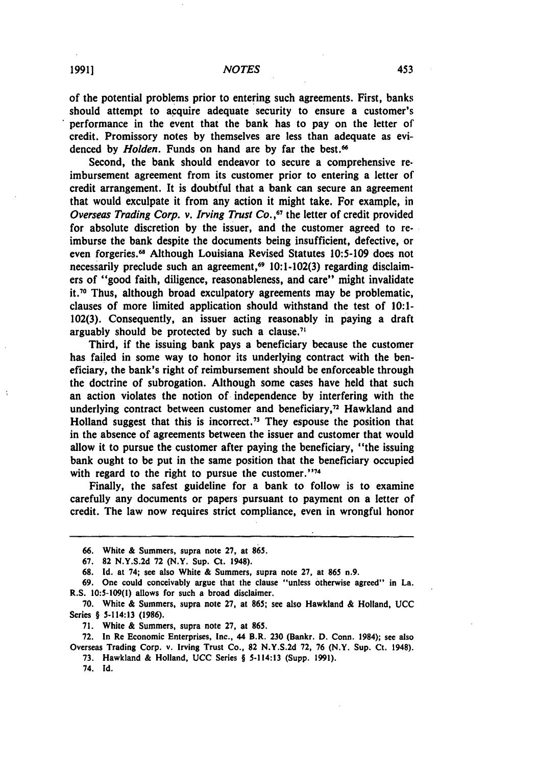of the potential problems prior to entering such agreements. First, banks should attempt to acquire adequate security to ensure a customer's performance in the event that the bank has to pay on the letter of credit. Promissory notes by themselves are less than adequate as evidenced by *Holden*. Funds on hand are by far the best.[66]

Second, the bank should endeavor to secure a comprehensive reimbursement agreement from its customer prior to entering a letter of credit arrangement. It is doubtful that a bank can secure an agreement that would exculpate it from any action it might take. For example, in *Overseas Trading Corp. v. Irving Trust Co.*,[67] the letter of credit provided for absolute discretion by the issuer, and the customer agreed to reimburse the bank despite the documents being insufficient, defective, or even forgeries.[68] Although Louisiana Revised Statutes 10:5-109 does not necessarily preclude such an agreement,[69] 10:1-102(3) regarding disclaimers of "good faith, diligence, reasonableness, and care" might invalidate it.[70] Thus, although broad exculpatory agreements may be problematic, clauses of more limited application should withstand the test of 10:1-102(3). Consequently, an issuer acting reasonably in paying a draft arguably should be protected by such a clause.[71]

Third, if the issuing bank pays a beneficiary because the customer has failed in some way to honor its underlying contract with the beneficiary, the bank's right of reimbursement should be enforceable through the doctrine of subrogation. Although some cases have held that such an action violates the notion of independence by interfering with the underlying contract between customer and beneficiary,[72] Hawkland and Holland suggest that this is incorrect.[73] They espouse the position that in the absence of agreements between the issuer and customer that would allow it to pursue the customer after paying the beneficiary, "the issuing bank ought to be put in the same position that the beneficiary occupied with regard to the right to pursue the customer."[74]

Finally, the safest guideline for a bank to follow is to examine carefully any documents or papers pursuant to payment on a letter of credit. The law now requires strict compliance, even in wrongful honor

---

66. White & Summers, supra note 27, at 865.

67. 82 N.Y.S.2d 72 (N.Y. Sup. Ct. 1948).

68. Id. at 74; see also White & Summers, supra note 27, at 865 n.9.

69. One could conceivably argue that the clause "unless otherwise agreed" in La. R.S. 10:5-109(1) allows for such a broad disclaimer.

70. White & Summers, supra note 27, at 865; see also Hawkland & Holland, UCC Series § 5-114:13 (1986).

71. White & Summers, supra note 27, at 865.

72. In Re Economic Enterprises, Inc., 44 B.R. 230 (Bankr. D. Conn. 1984); see also Overseas Trading Corp. v. Irving Trust Co., 82 N.Y.S.2d 72, 76 (N.Y. Sup. Ct. 1948).

73. Hawkland & Holland, UCC Series § 5-114:13 (Supp. 1991).

74. Id.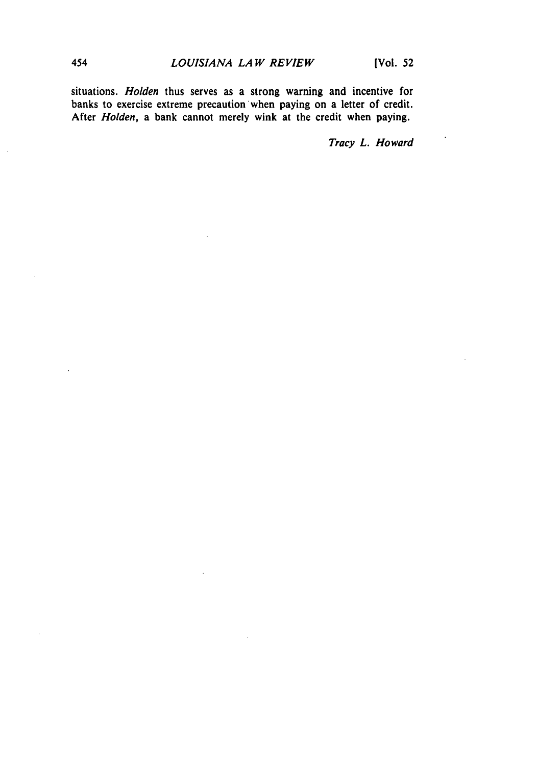situations. *Holden* thus serves as a strong warning and incentive for banks to exercise extreme precaution when paying on a letter of credit. After *Holden*, a bank cannot merely wink at the credit when paying.

*Tracy L. Howard*